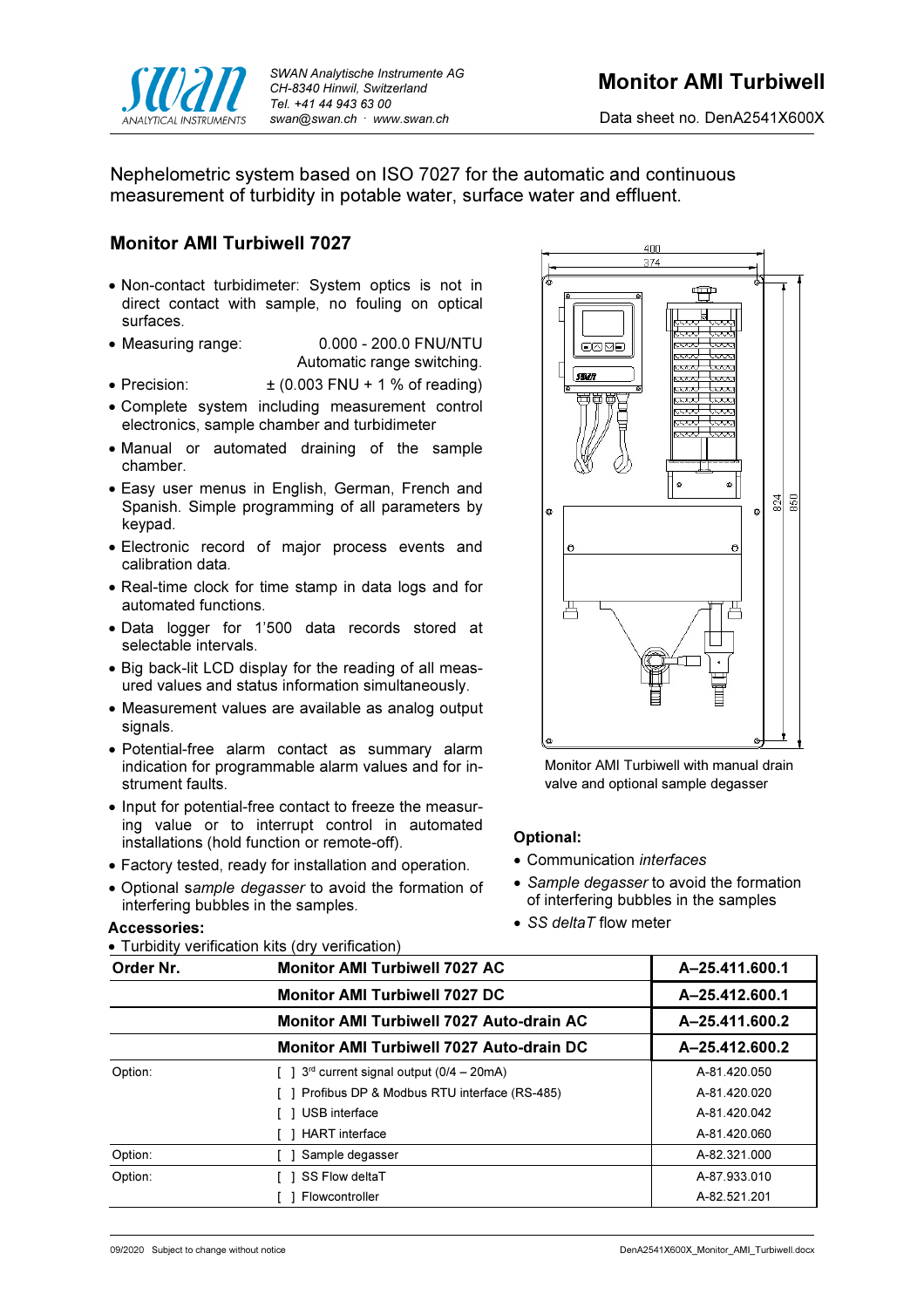SWAN Analytische Instrumente AG
CH-8340 Hinwil, Switzerland
Tel. +41 44 943 63 00
swan@swan.ch · www.swan.ch

# Monitor AMI Turbiwell

Data sheet no. DenA2541X600X

Nephelometric system based on ISO 7027 for the automatic and continuous measurement of turbidity in potable water, surface water and effluent.

## Monitor AMI Turbiwell 7027

- Non-contact turbidimeter: System optics is not in direct contact with sample, no fouling on optical surfaces.
- Measuring range: 0.000 - 200.0 FNU/NTU Automatic range switching.
- Precision: ± (0.003 FNU + 1 % of reading)
- Complete system including measurement control electronics, sample chamber and turbidimeter
- Manual or automated draining of the sample chamber.
- Easy user menus in English, German, French and Spanish. Simple programming of all parameters by keypad.
- Electronic record of major process events and calibration data.
- Real-time clock for time stamp in data logs and for automated functions.
- Data logger for 1'500 data records stored at selectable intervals.
- Big back-lit LCD display for the reading of all measured values and status information simultaneously.
- Measurement values are available as analog output signals.
- Potential-free alarm contact as summary alarm indication for programmable alarm values and for instrument faults.
- Input for potential-free contact to freeze the measuring value or to interrupt control in automated installations (hold function or remote-off).
- Factory tested, ready for installation and operation.
- Optional *sample degasser* to avoid the formation of interfering bubbles in the samples.

Monitor AMI Turbiwell with manual drain valve and optional sample degasser

**Optional:**

- Communication *interfaces*
- *Sample degasser* to avoid the formation of interfering bubbles in the samples
- *SS deltaT* flow meter

**Accessories:**

- Turbidity verification kits (dry verification)

| Order Nr. | Monitor AMI Turbiwell 7027 AC | A–25.411.600.1 |
|---|---|---|
| | **Monitor AMI Turbiwell 7027 DC** | **A–25.412.600.1** |
| | **Monitor AMI Turbiwell 7027 Auto-drain AC** | **A–25.411.600.2** |
| | **Monitor AMI Turbiwell 7027 Auto-drain DC** | **A–25.412.600.2** |
| Option: | [ ] 3rd current signal output (0/4 – 20mA) | A-81.420.050 |
| | [ ] Profibus DP & Modbus RTU interface (RS-485) | A-81.420.020 |
| | [ ] USB interface | A-81.420.042 |
| | [ ] HART interface | A-81.420.060 |
| Option: | [ ] Sample degasser | A-82.321.000 |
| Option: | [ ] SS Flow deltaT | A-87.933.010 |
| | [ ] Flowcontroller | A-82.521.201 |

09/2020 Subject to change without notice

DenA2541X600X_Monitor_AMI_Turbiwell.docx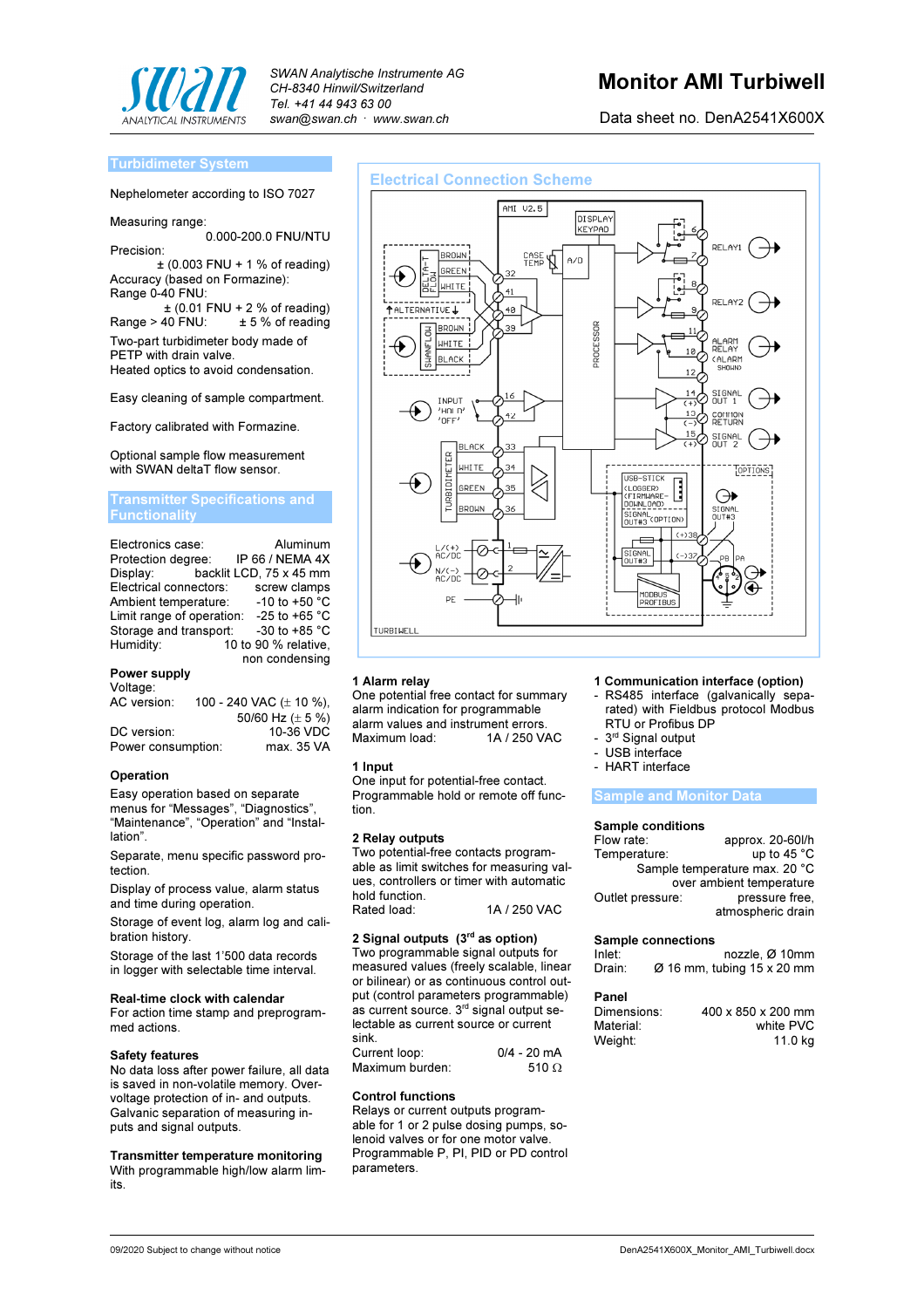# Monitor AMI Turbiwell

SWAN Analytische Instrumente AG
CH-8340 Hinwil/Switzerland
Tel. +41 44 943 63 00
swan@swan.ch · www.swan.ch

Data sheet no. DenA2541X600X

## Turbidimeter System

Nephelometer according to ISO 7027

Measuring range: 0.000-200.0 FNU/NTU

Precision: ± (0.003 FNU + 1 % of reading)

Accuracy (based on Formazine):
Range 0-40 FNU: ± (0.01 FNU + 2 % of reading)
Range > 40 FNU: ± 5 % of reading

Two-part turbidimeter body made of PETP with drain valve.
Heated optics to avoid condensation.

Easy cleaning of sample compartment.

Factory calibrated with Formazine.

Optional sample flow measurement with SWAN deltaT flow sensor.

## Transmitter Specifications and Functionality

| | |
|---|---|
| Electronics case: | Aluminum |
| Protection degree: | IP 66 / NEMA 4X |
| Display: | backlit LCD, 75 x 45 mm |
| Electrical connectors: | screw clamps |
| Ambient temperature: | -10 to +50 °C |
| Limit range of operation: | -25 to +65 °C |
| Storage and transport: | -30 to +85 °C |
| Humidity: | 10 to 90 % relative, non condensing |

**Power supply**

Voltage:

| | |
|---|---|
| AC version: | 100 - 240 VAC (± 10 %), 50/60 Hz (± 5 %) |
| DC version: | 10-36 VDC |
| Power consumption: | max. 35 VA |

**Operation**

Easy operation based on separate menus for “Messages”, “Diagnostics”, “Maintenance”, “Operation” and “Installation”.

Separate, menu specific password protection.

Display of process value, alarm status and time during operation.

Storage of event log, alarm log and calibration history.

Storage of the last 1’500 data records in logger with selectable time interval.

**Real-time clock with calendar**

For action time stamp and preprogrammed actions.

**Safety features**

No data loss after power failure, all data is saved in non-volatile memory. Overvoltage protection of in- and outputs. Galvanic separation of measuring inputs and signal outputs.

**Transmitter temperature monitoring**

With programmable high/low alarm limits.

## Electrical Connection Scheme

AMI V2.5
DISPLAY KEYPAD
CASE TEMP
A/D
PROCESSOR
DELTA-T FLOW: BROWN, GREEN, WHITE (32, 41, 40)
ALTERNATIVE
SWANFLOW: BROWN, WHITE, BLACK (39)
INPUT 'ON' / 'OFF' (16, 42)
TURBIDIMETER: BLACK, WHITE, GREEN, BROWN (33, 34, 35, 36)
L/(+) AC/DC, N/(-) AC/DC (1, 2)
PE
RELAY1 (6, 7)
RELAY2 (8, 9)
ALARM RELAY (ALARM SHOWN) (11, 10, 12)
SIGNAL OUT 1 (14 (+), 13 (-))
COMMON RETURN
SIGNAL OUT 2 (15 (+))
OPTIONS
USB-STICK (LOGGER) (FIRMWARE-DOWNLOAD)
SIGNAL OUT#3 (OPTION)
SIGNAL OUT#3 ((+)38, (-)37)
MODBUS PROFIBUS
PB PA
TURBIWELL

**1 Alarm relay**

One potential free contact for summary alarm indication for programmable alarm values and instrument errors.

Maximum load: 1A / 250 VAC

**1 Input**

One input for potential-free contact. Programmable hold or remote off function.

**2 Relay outputs**

Two potential-free contacts programmable as limit switches for measuring values, controllers or timer with automatic hold function.

Rated load: 1A / 250 VAC

**2 Signal outputs (3rd as option)**

Two programmable signal outputs for measured values (freely scalable, linear or bilinear) or as continuous control output (control parameters programmable) as current source. 3rd signal output selectable as current source or current sink.

| | |
|---|---|
| Current loop: | 0/4 - 20 mA |
| Maximum burden: | 510 Ω |

**Control functions**

Relays or current outputs programmable for 1 or 2 pulse dosing pumps, solenoid valves or for one motor valve. Programmable P, PI, PID or PD control parameters.

**1 Communication interface (option)**

- RS485 interface (galvanically separated) with Fieldbus protocol Modbus RTU or Profibus DP
- 3rd Signal output
- USB interface
- HART interface

## Sample and Monitor Data

**Sample conditions**

| | |
|---|---|
| Flow rate: | approx. 20-60l/h |
| Temperature: | up to 45 °C |
| | Sample temperature max. 20 °C over ambient temperature |
| Outlet pressure: | pressure free, atmospheric drain |

**Sample connections**

| | |
|---|---|
| Inlet: | nozzle, Ø 10mm |
| Drain: | Ø 16 mm, tubing 15 x 20 mm |

**Panel**

| | |
|---|---|
| Dimensions: | 400 x 850 x 200 mm |
| Material: | white PVC |
| Weight: | 11.0 kg |

09/2020 Subject to change without notice